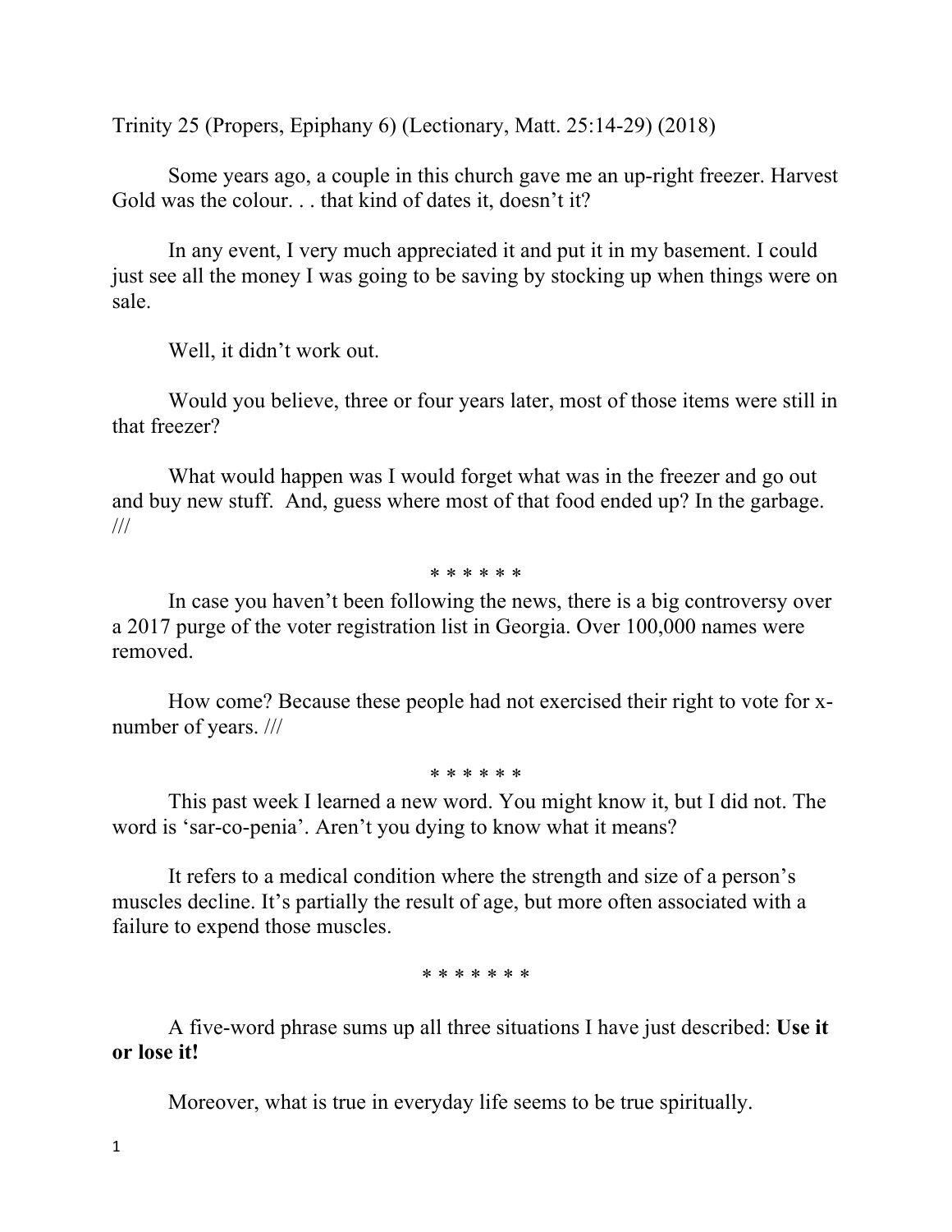Trinity 25 (Propers, Epiphany 6) (Lectionary, Matt. 25:14-29) (2018)

Some years ago, a couple in this church gave me an up-right freezer. Harvest Gold was the colour. . . that kind of dates it, doesn't it?

In any event, I very much appreciated it and put it in my basement. I could just see all the money I was going to be saving by stocking up when things were on sale.

Well, it didn't work out.

Would you believe, three or four years later, most of those items were still in that freezer?

What would happen was I would forget what was in the freezer and go out and buy new stuff. And, guess where most of that food ended up? In the garbage. ///

\* \* \* \* \* \*

In case you haven't been following the news, there is a big controversy over a 2017 purge of the voter registration list in Georgia. Over 100,000 names were removed.

How come? Because these people had not exercised their right to vote for x-number of years. ///

\* \* \* \* \* \*

This past week I learned a new word. You might know it, but I did not. The word is 'sar-co-penia'. Aren't you dying to know what it means?

It refers to a medical condition where the strength and size of a person's muscles decline. It's partially the result of age, but more often associated with a failure to expend those muscles.

\* \* \* \* \* \* \*

A five-word phrase sums up all three situations I have just described: **Use it or lose it!**

Moreover, what is true in everyday life seems to be true spiritually.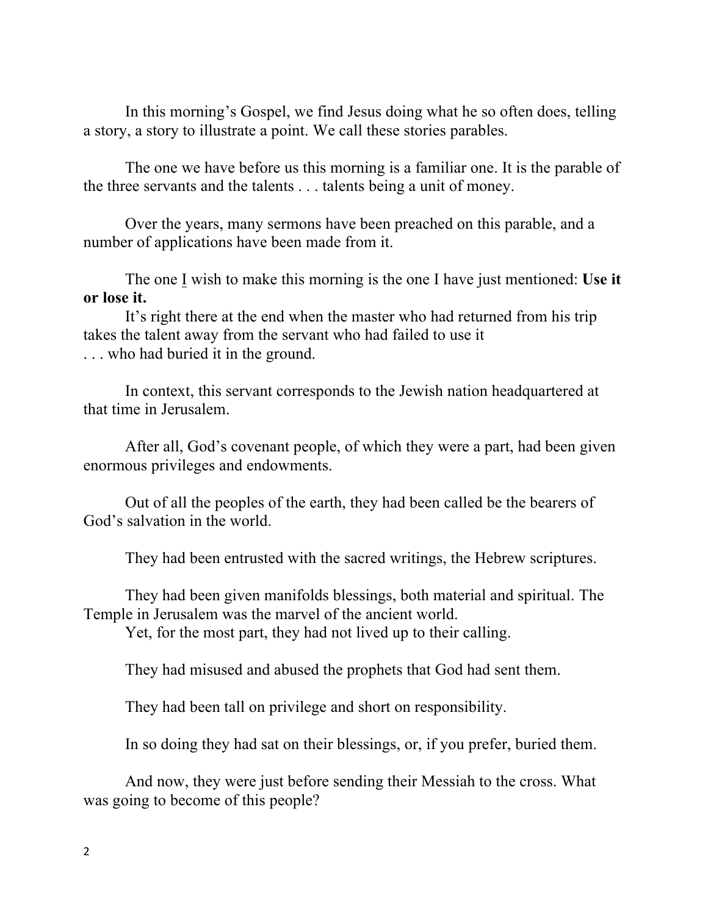In this morning's Gospel, we find Jesus doing what he so often does, telling a story, a story to illustrate a point. We call these stories parables.

The one we have before us this morning is a familiar one. It is the parable of the three servants and the talents . . . talents being a unit of money.

Over the years, many sermons have been preached on this parable, and a number of applications have been made from it.

The one <u>I</u> wish to make this morning is the one I have just mentioned: **Use it or lose it.**

It's right there at the end when the master who had returned from his trip takes the talent away from the servant who had failed to use it . . . who had buried it in the ground.

In context, this servant corresponds to the Jewish nation headquartered at that time in Jerusalem.

After all, God's covenant people, of which they were a part, had been given enormous privileges and endowments.

Out of all the peoples of the earth, they had been called be the bearers of God's salvation in the world.

They had been entrusted with the sacred writings, the Hebrew scriptures.

They had been given manifolds blessings, both material and spiritual. The Temple in Jerusalem was the marvel of the ancient world.

Yet, for the most part, they had not lived up to their calling.

They had misused and abused the prophets that God had sent them.

They had been tall on privilege and short on responsibility.

In so doing they had sat on their blessings, or, if you prefer, buried them.

And now, they were just before sending their Messiah to the cross. What was going to become of this people?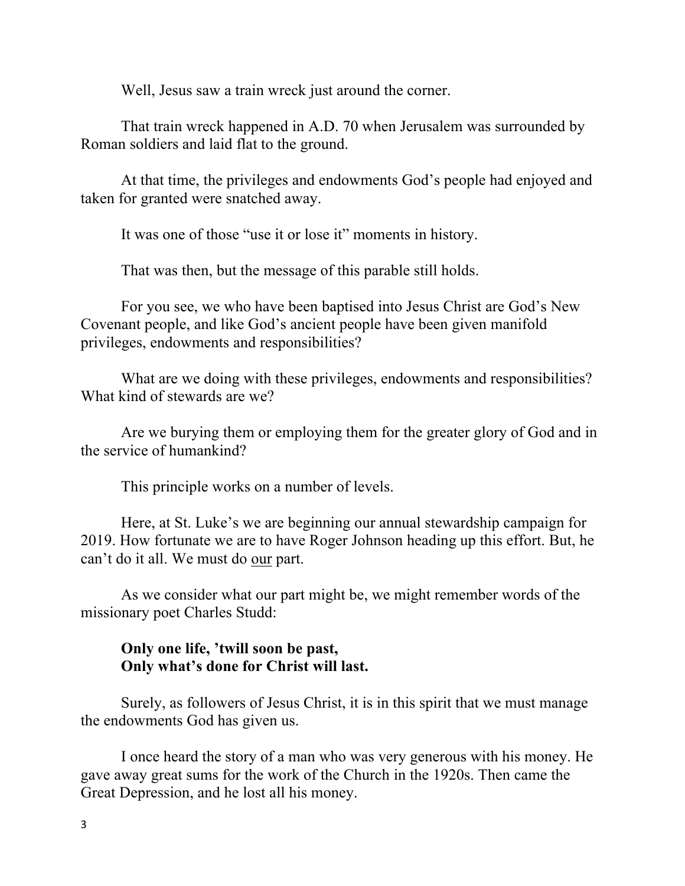Well, Jesus saw a train wreck just around the corner.

That train wreck happened in A.D. 70 when Jerusalem was surrounded by Roman soldiers and laid flat to the ground.

At that time, the privileges and endowments God's people had enjoyed and taken for granted were snatched away.

It was one of those "use it or lose it" moments in history.

That was then, but the message of this parable still holds.

For you see, we who have been baptised into Jesus Christ are God's New Covenant people, and like God's ancient people have been given manifold privileges, endowments and responsibilities?

What are we doing with these privileges, endowments and responsibilities? What kind of stewards are we?

Are we burying them or employing them for the greater glory of God and in the service of humankind?

This principle works on a number of levels.

Here, at St. Luke's we are beginning our annual stewardship campaign for 2019. How fortunate we are to have Roger Johnson heading up this effort. But, he can't do it all. We must do <u>our</u> part.

As we consider what our part might be, we might remember words of the missionary poet Charles Studd:

> **Only one life, 'twill soon be past,**
> **Only what's done for Christ will last.**

Surely, as followers of Jesus Christ, it is in this spirit that we must manage the endowments God has given us.

I once heard the story of a man who was very generous with his money. He gave away great sums for the work of the Church in the 1920s. Then came the Great Depression, and he lost all his money.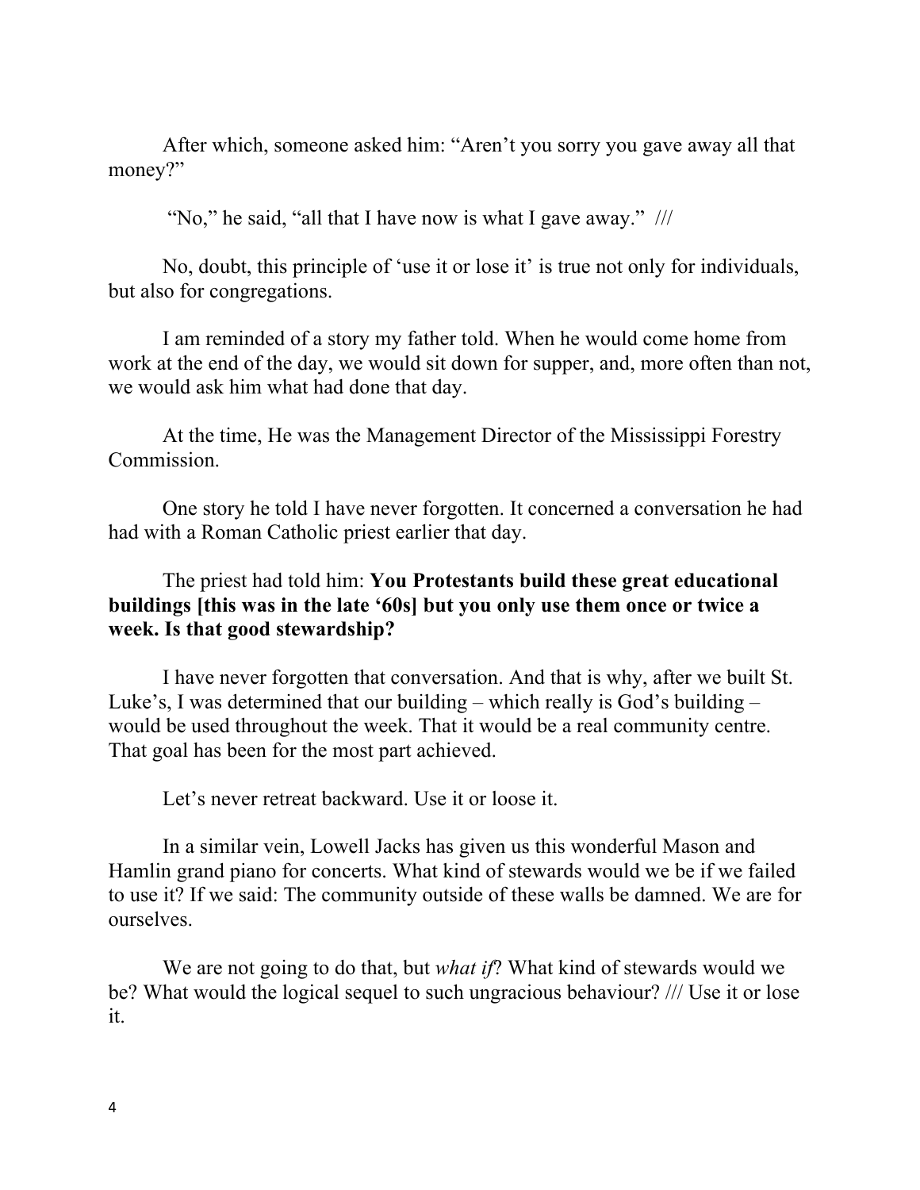After which, someone asked him: "Aren't you sorry you gave away all that money?"

"No," he said, "all that I have now is what I gave away." ///

No, doubt, this principle of 'use it or lose it' is true not only for individuals, but also for congregations.

I am reminded of a story my father told. When he would come home from work at the end of the day, we would sit down for supper, and, more often than not, we would ask him what had done that day.

At the time, He was the Management Director of the Mississippi Forestry Commission.

One story he told I have never forgotten. It concerned a conversation he had had with a Roman Catholic priest earlier that day.

The priest had told him: **You Protestants build these great educational buildings [this was in the late '60s] but you only use them once or twice a week. Is that good stewardship?**

I have never forgotten that conversation. And that is why, after we built St. Luke's, I was determined that our building – which really is God's building – would be used throughout the week. That it would be a real community centre. That goal has been for the most part achieved.

Let's never retreat backward. Use it or loose it.

In a similar vein, Lowell Jacks has given us this wonderful Mason and Hamlin grand piano for concerts. What kind of stewards would we be if we failed to use it? If we said: The community outside of these walls be damned. We are for ourselves.

We are not going to do that, but *what if*? What kind of stewards would we be? What would the logical sequel to such ungracious behaviour? /// Use it or lose it.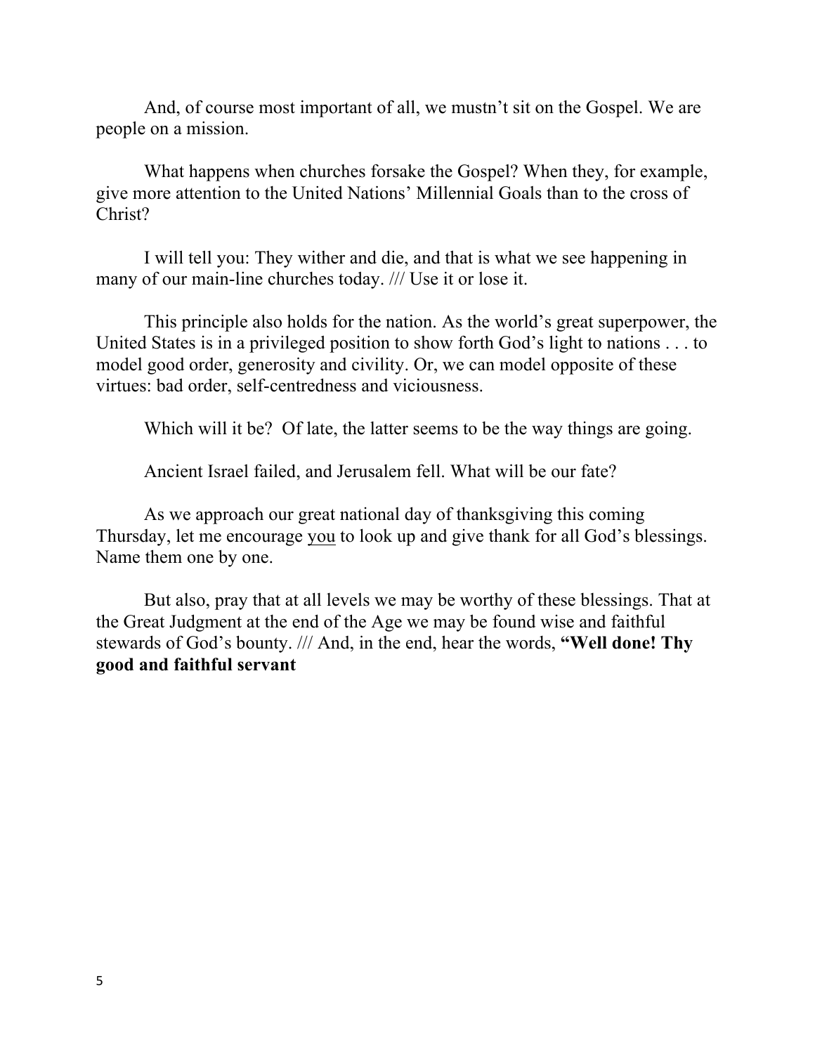And, of course most important of all, we mustn't sit on the Gospel. We are people on a mission.

What happens when churches forsake the Gospel? When they, for example, give more attention to the United Nations' Millennial Goals than to the cross of Christ?

I will tell you: They wither and die, and that is what we see happening in many of our main-line churches today. /// Use it or lose it.

This principle also holds for the nation. As the world's great superpower, the United States is in a privileged position to show forth God's light to nations . . . to model good order, generosity and civility. Or, we can model opposite of these virtues: bad order, self-centredness and viciousness.

Which will it be? Of late, the latter seems to be the way things are going.

Ancient Israel failed, and Jerusalem fell. What will be our fate?

As we approach our great national day of thanksgiving this coming Thursday, let me encourage <u>you</u> to look up and give thank for all God's blessings. Name them one by one.

But also, pray that at all levels we may be worthy of these blessings. That at the Great Judgment at the end of the Age we may be found wise and faithful stewards of God's bounty. /// And, in the end, hear the words, **"Well done! Thy good and faithful servant**